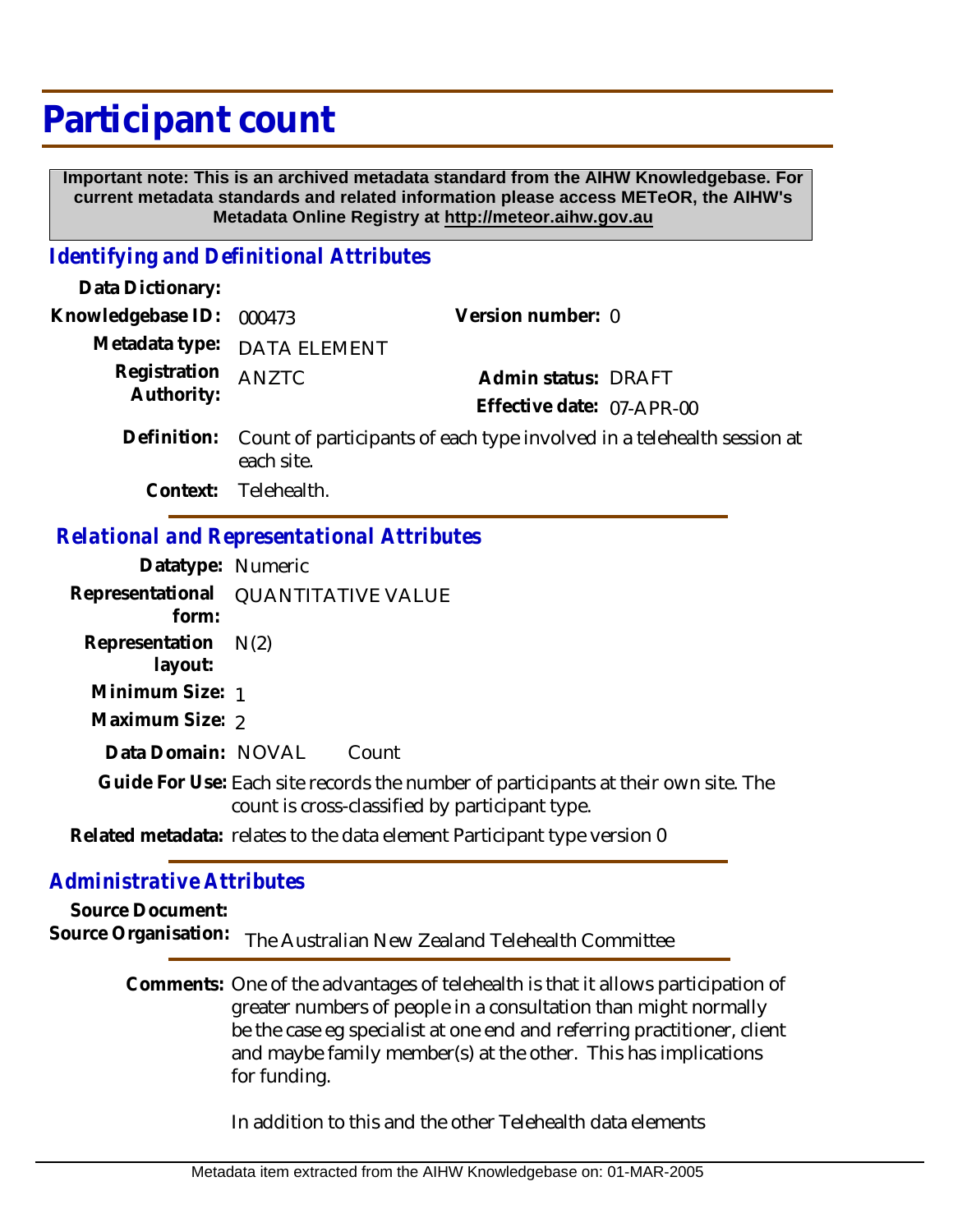# Participant count

**Important note: This is an archived metadata standard from the AIHW Knowledgebase. For current metadata standards and related information please access METeOR, the AIHW's Metadata Online Registry at http://meteor.aihw.gov.au**

## *Identifying and Definitional Attributes*

**Data Dictionary:**

**Knowledgebase ID:** 000473

**Version number:** 0

**Metadata type:** DATA ELEMENT

**Registration Authority:** ANZTC

**Admin status:** DRAFT

**Effective date:** 07-APR-00

**Definition:** Count of participants of each type involved in a telehealth session at each site.

**Context:** Telehealth.

## *Relational and Representational Attributes*

**Datatype:** Numeric

**Representational form:** QUANTITATIVE VALUE

**Representation layout:** N(2)

**Minimum Size:** 1

**Maximum Size:** 2

**Data Domain:** NOVAL Count

**Guide For Use:** Each site records the number of participants at their own site. The count is cross-classified by participant type.

**Related metadata:** relates to the data element Participant type version 0

## *Administrative Attributes*

**Source Document:**

**Source Organisation:** The Australian New Zealand Telehealth Committee

**Comments:** One of the advantages of telehealth is that it allows participation of greater numbers of people in a consultation than might normally be the case eg specialist at one end and referring practitioner, client and maybe family member(s) at the other. This has implications for funding.

In addition to this and the other Telehealth data elements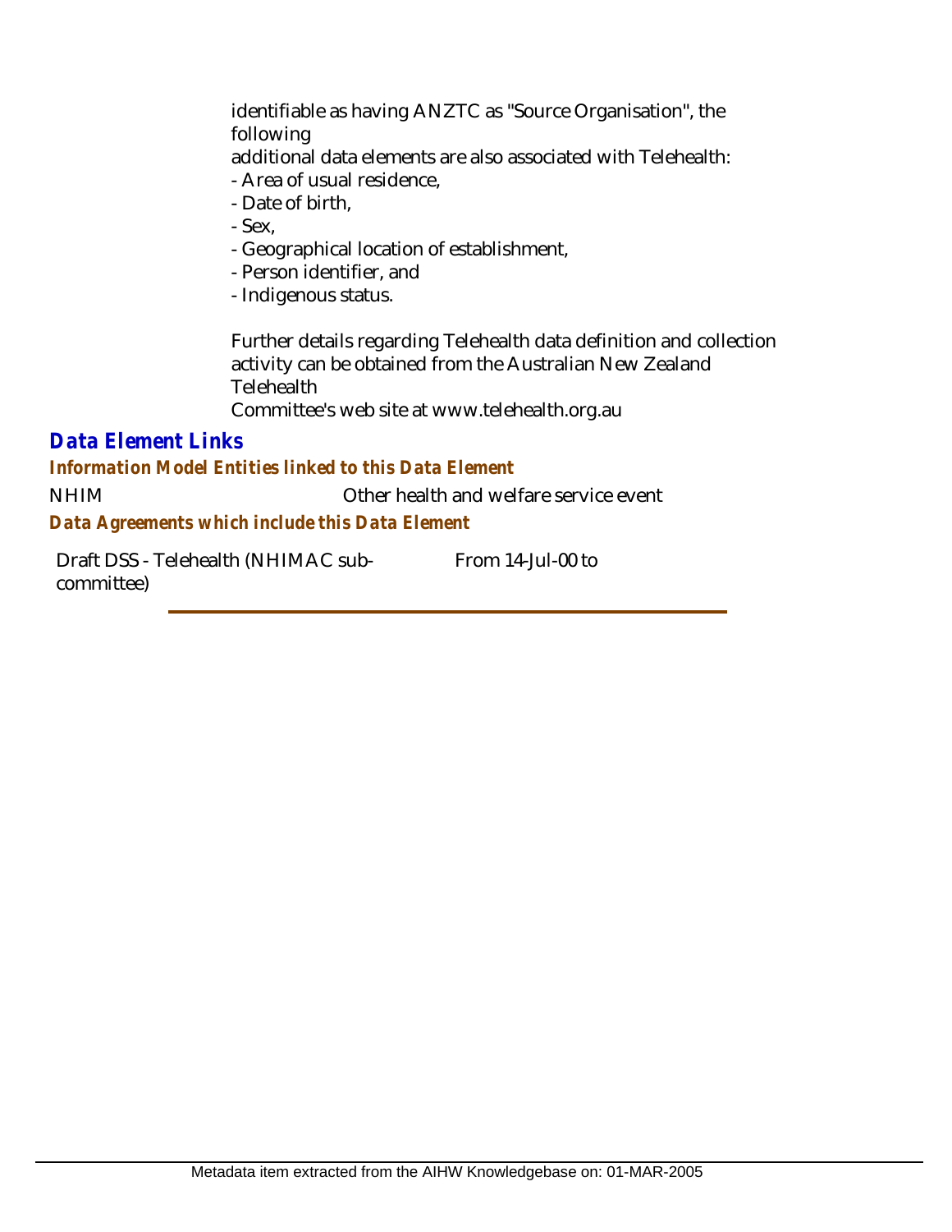identifiable as having ANZTC as "Source Organisation", the following additional data elements are also associated with Telehealth:

- Area of usual residence,
- Date of birth,
- Sex,
- Geographical location of establishment,
- Person identifier, and
- Indigenous status.

Further details regarding Telehealth data definition and collection activity can be obtained from the Australian New Zealand Telehealth Committee's web site at www.telehealth.org.au

## Data Element Links

### Information Model Entities linked to this Data Element

| | |
|---|---|
| NHIM | Other health and welfare service event |

### Data Agreements which include this Data Element

| | |
|---|---|
| Draft DSS - Telehealth (NHIMAC sub-committee) | From 14-Jul-00 to |

Metadata item extracted from the AIHW Knowledgebase on: 01-MAR-2005